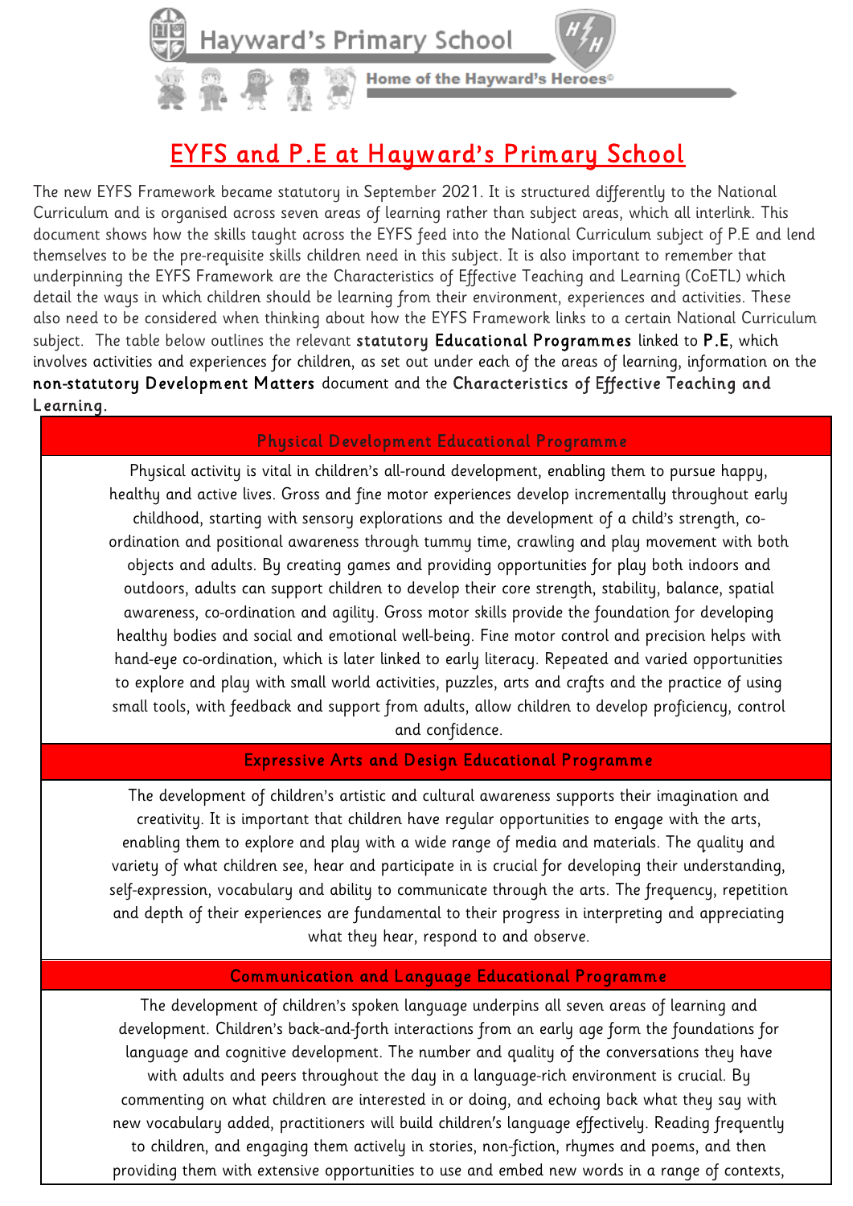Hayward's Primary School

Home of the Hayward's Heroes©

# EYFS and P.E at Hayward's Primary School

The new EYFS Framework became statutory in September 2021. It is structured differently to the National Curriculum and is organised across seven areas of learning rather than subject areas, which all interlink. This document shows how the skills taught across the EYFS feed into the National Curriculum subject of P.E and lend themselves to be the pre-requisite skills children need in this subject. It is also important to remember that underpinning the EYFS Framework are the Characteristics of Effective Teaching and Learning (CoETL) which detail the ways in which children should be learning from their environment, experiences and activities. These also need to be considered when thinking about how the EYFS Framework links to a certain National Curriculum subject. The table below outlines the relevant **statutory Educational Programmes** linked to **P.E**, which involves activities and experiences for children, as set out under each of the areas of learning, information on the **non-statutory Development Matters** document and the **Characteristics of Effective Teaching and Learning.**

| Physical Development Educational Programme |
|---|
| Physical activity is vital in children's all-round development, enabling them to pursue happy, healthy and active lives. Gross and fine motor experiences develop incrementally throughout early childhood, starting with sensory explorations and the development of a child's strength, co-ordination and positional awareness through tummy time, crawling and play movement with both objects and adults. By creating games and providing opportunities for play both indoors and outdoors, adults can support children to develop their core strength, stability, balance, spatial awareness, co-ordination and agility. Gross motor skills provide the foundation for developing healthy bodies and social and emotional well-being. Fine motor control and precision helps with hand-eye co-ordination, which is later linked to early literacy. Repeated and varied opportunities to explore and play with small world activities, puzzles, arts and crafts and the practice of using small tools, with feedback and support from adults, allow children to develop proficiency, control and confidence. |
| **Expressive Arts and Design Educational Programme** |
| The development of children's artistic and cultural awareness supports their imagination and creativity. It is important that children have regular opportunities to engage with the arts, enabling them to explore and play with a wide range of media and materials. The quality and variety of what children see, hear and participate in is crucial for developing their understanding, self-expression, vocabulary and ability to communicate through the arts. The frequency, repetition and depth of their experiences are fundamental to their progress in interpreting and appreciating what they hear, respond to and observe. |
| **Communication and Language Educational Programme** |
| The development of children's spoken language underpins all seven areas of learning and development. Children's back-and-forth interactions from an early age form the foundations for language and cognitive development. The number and quality of the conversations they have with adults and peers throughout the day in a language-rich environment is crucial. By commenting on what children are interested in or doing, and echoing back what they say with new vocabulary added, practitioners will build children's language effectively. Reading frequently to children, and engaging them actively in stories, non-fiction, rhymes and poems, and then providing them with extensive opportunities to use and embed new words in a range of contexts, |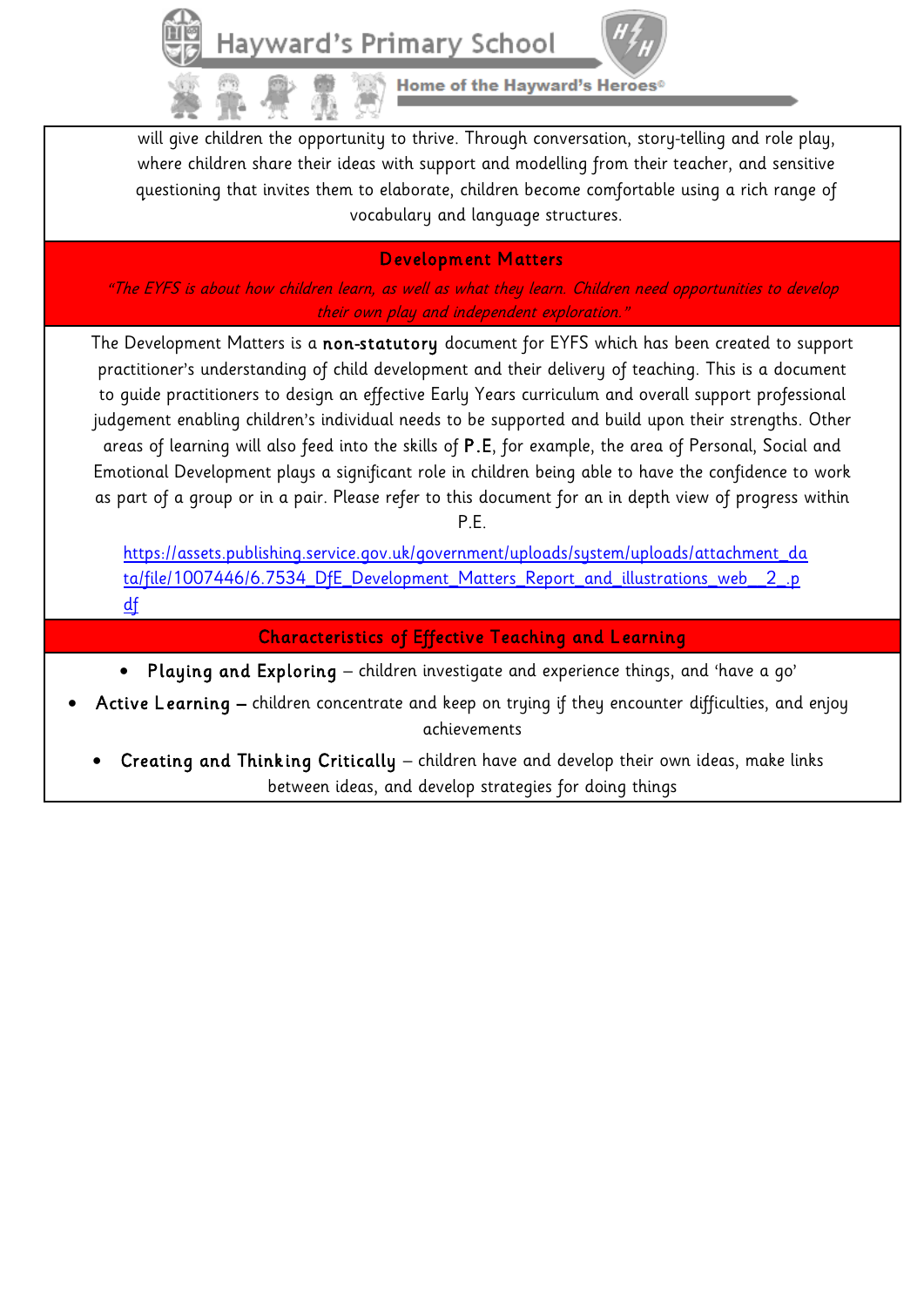will give children the opportunity to thrive. Through conversation, story-telling and role play, where children share their ideas with support and modelling from their teacher, and sensitive questioning that invites them to elaborate, children become comfortable using a rich range of vocabulary and language structures.

## Development Matters

*"The EYFS is about how children learn, as well as what they learn. Children need opportunities to develop their own play and independent exploration."*

The Development Matters is a **non-statutory** document for EYFS which has been created to support practitioner's understanding of child development and their delivery of teaching. This is a document to guide practitioners to design an effective Early Years curriculum and overall support professional judgement enabling children's individual needs to be supported and build upon their strengths. Other areas of learning will also feed into the skills of **P.E**, for example, the area of Personal, Social and Emotional Development plays a significant role in children being able to have the confidence to work as part of a group or in a pair. Please refer to this document for an in depth view of progress within P.E.

https://assets.publishing.service.gov.uk/government/uploads/system/uploads/attachment_data/file/1007446/6.7534_DfE_Development_Matters_Report_and_illustrations_web__2_.pdf

## Characteristics of Effective Teaching and Learning

- **Playing and Exploring** – children investigate and experience things, and 'have a go'
- **Active Learning –** children concentrate and keep on trying if they encounter difficulties, and enjoy achievements
- **Creating and Thinking Critically** – children have and develop their own ideas, make links between ideas, and develop strategies for doing things